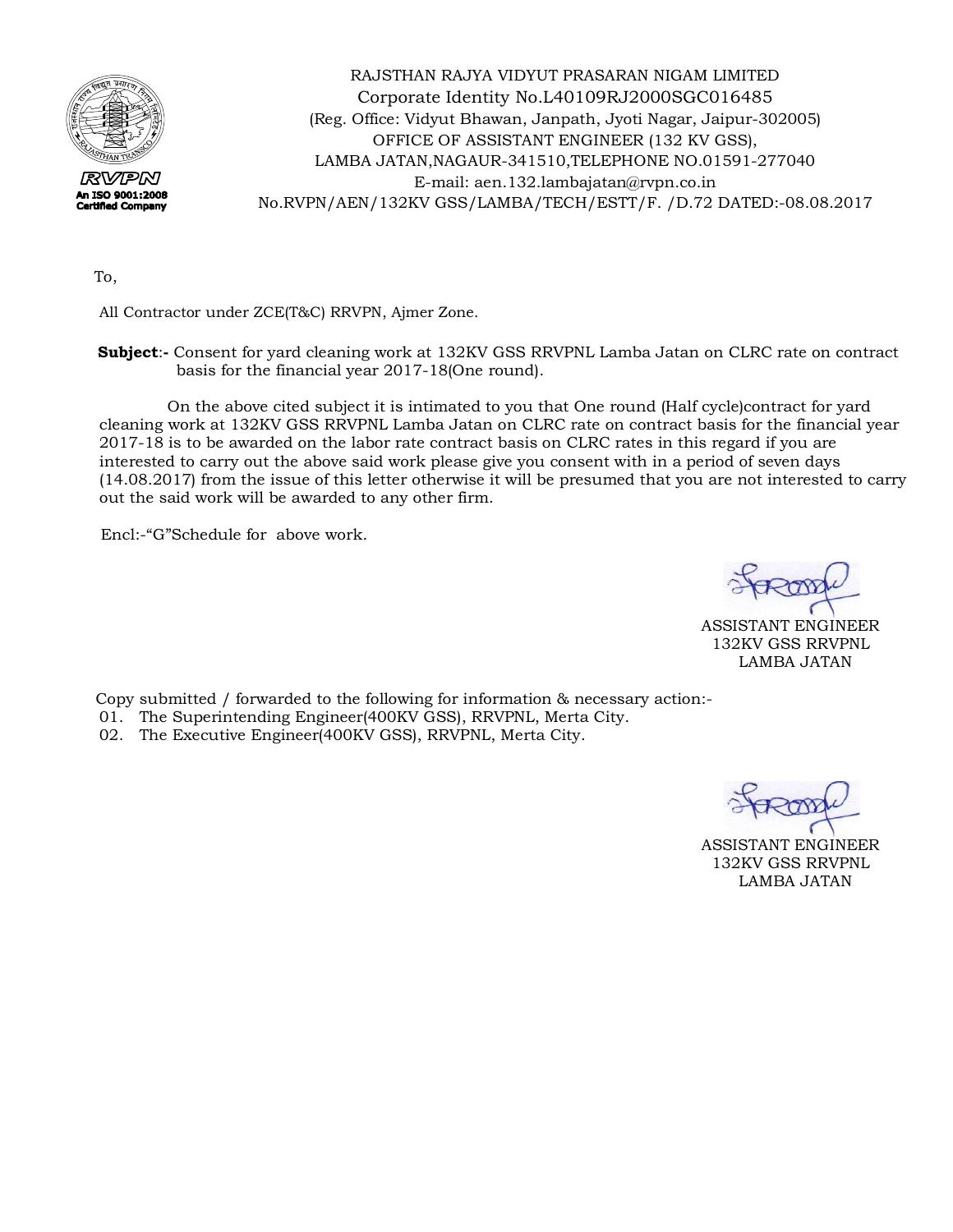RVPN
An ISO 9001:2008 Certified Company

RAJSTHAN RAJYA VIDYUT PRASARAN NIGAM LIMITED
Corporate Identity No.L40109RJ2000SGC016485
(Reg. Office: Vidyut Bhawan, Janpath, Jyoti Nagar, Jaipur-302005)
OFFICE OF ASSISTANT ENGINEER (132 KV GSS),
LAMBA JATAN,NAGAUR-341510,TELEPHONE NO.01591-277040
E-mail: aen.132.lambajatan@rvpn.co.in
No.RVPN/AEN/132KV GSS/LAMBA/TECH/ESTT/F. /D.72 DATED:-08.08.2017

To,

All Contractor under ZCE(T&C) RRVPN, Ajmer Zone.

**Subject**:- Consent for yard cleaning work at 132KV GSS RRVPNL Lamba Jatan on CLRC rate on contract basis for the financial year 2017-18(One round).

On the above cited subject it is intimated to you that One round (Half cycle)contract for yard cleaning work at 132KV GSS RRVPNL Lamba Jatan on CLRC rate on contract basis for the financial year 2017-18 is to be awarded on the labor rate contract basis on CLRC rates in this regard if you are interested to carry out the above said work please give you consent with in a period of seven days (14.08.2017) from the issue of this letter otherwise it will be presumed that you are not interested to carry out the said work will be awarded to any other firm.

Encl:-"G"Schedule for above work.

ASSISTANT ENGINEER
132KV GSS RRVPNL
LAMBA JATAN

Copy submitted / forwarded to the following for information & necessary action:-

01. The Superintending Engineer(400KV GSS), RRVPNL, Merta City.
02. The Executive Engineer(400KV GSS), RRVPNL, Merta City.

ASSISTANT ENGINEER
132KV GSS RRVPNL
LAMBA JATAN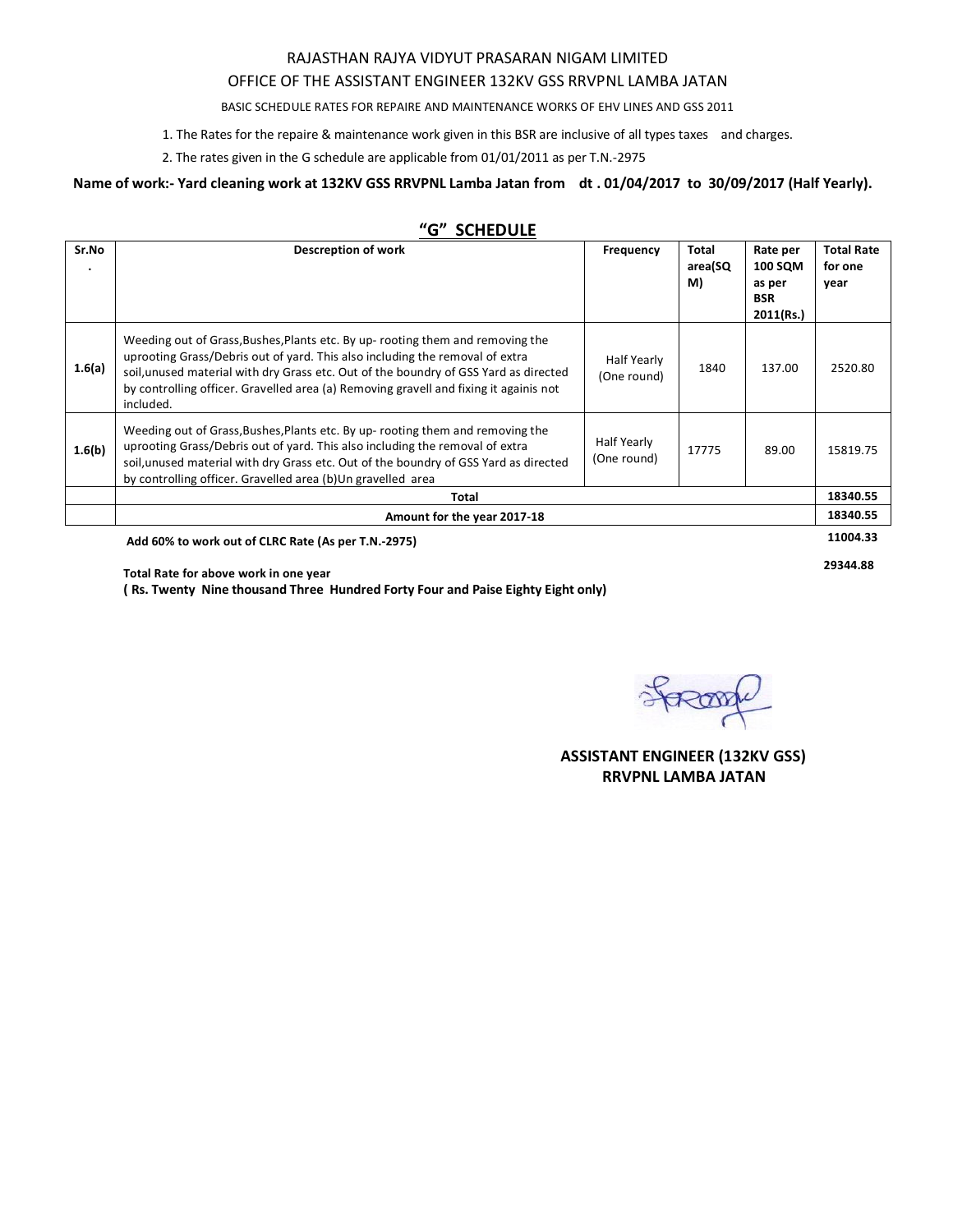RAJASTHAN RAJYA VIDYUT PRASARAN NIGAM LIMITED

OFFICE OF THE ASSISTANT ENGINEER 132KV GSS RRVPNL LAMBA JATAN

BASIC SCHEDULE RATES FOR REPAIRE AND MAINTENANCE WORKS OF EHV LINES AND GSS 2011

1. The Rates for the repaire & maintenance work given in this BSR are inclusive of all types taxes and charges.
2. The rates given in the G schedule are applicable from 01/01/2011 as per T.N.-2975

**Name of work:- Yard cleaning work at 132KV GSS RRVPNL Lamba Jatan from dt . 01/04/2017 to 30/09/2017 (Half Yearly).**

## "G" SCHEDULE

| Sr.No. | Descreption of work | Frequency | Total area(SQ M) | Rate per 100 SQM as per BSR 2011(Rs.) | Total Rate for one year |
|---|---|---|---|---|---|
| 1.6(a) | Weeding out of Grass,Bushes,Plants etc. By up- rooting them and removing the uprooting Grass/Debris out of yard. This also including the removal of extra soil,unused material with dry Grass etc. Out of the boundry of GSS Yard as directed by controlling officer. Gravelled area (a) Removing gravell and fixing it againis not included. | Half Yearly (One round) | 1840 | 137.00 | 2520.80 |
| 1.6(b) | Weeding out of Grass,Bushes,Plants etc. By up- rooting them and removing the uprooting Grass/Debris out of yard. This also including the removal of extra soil,unused material with dry Grass etc. Out of the boundry of GSS Yard as directed by controlling officer. Gravelled area (b)Un gravelled area | Half Yearly (One round) | 17775 | 89.00 | 15819.75 |
| | **Total** | | | | **18340.55** |
| | **Amount for the year 2017-18** | | | | **18340.55** |

**Add 60% to work out of CLRC Rate (As per T.N.-2975)** **11004.33**

**Total Rate for above work in one year** **29344.88**

**( Rs. Twenty Nine thousand Three Hundred Forty Four and Paise Eighty Eight only)**

**ASSISTANT ENGINEER (132KV GSS)**
**RRVPNL LAMBA JATAN**